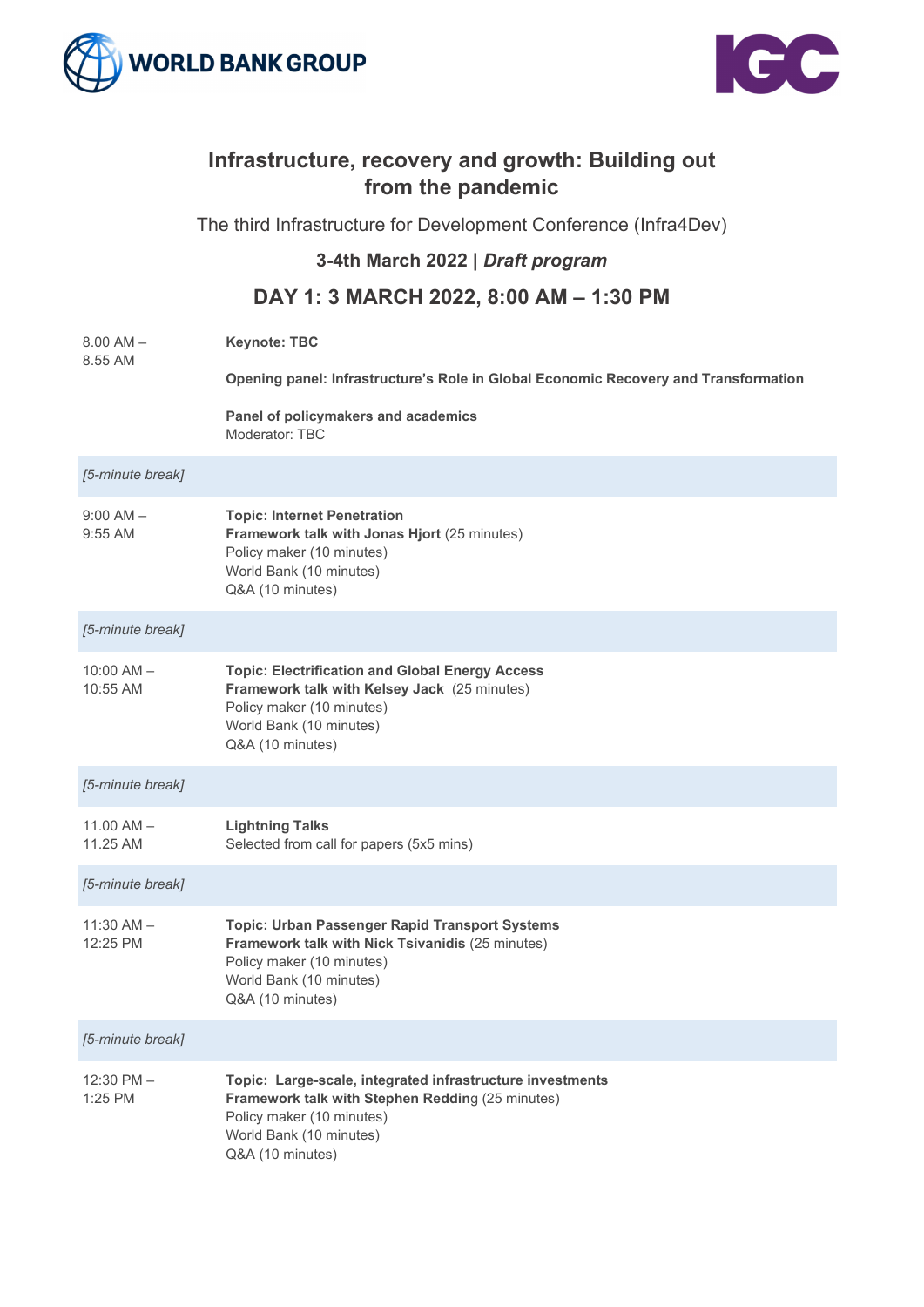# Infrastructure, recovery and growth: Building out from the pandemic

The third Infrastructure for Development Conference (Infra4Dev)

### 3-4th March 2022 | *Draft program*

## DAY 1: 3 MARCH 2022, 8:00 AM – 1:30 PM

| Time | Session |
| --- | --- |
| 8.00 AM – 8.55 AM | **Keynote: TBC**<br><br>**Opening panel: Infrastructure's Role in Global Economic Recovery and Transformation**<br><br>**Panel of policymakers and academics**<br>Moderator: TBC |
| *[5-minute break]* | |
| 9:00 AM – 9:55 AM | **Topic: Internet Penetration**<br>**Framework talk with Jonas Hjort** (25 minutes)<br>Policy maker (10 minutes)<br>World Bank (10 minutes)<br>Q&A (10 minutes) |
| *[5-minute break]* | |
| 10:00 AM – 10:55 AM | **Topic: Electrification and Global Energy Access**<br>**Framework talk with Kelsey Jack** (25 minutes)<br>Policy maker (10 minutes)<br>World Bank (10 minutes)<br>Q&A (10 minutes) |
| *[5-minute break]* | |
| 11.00 AM – 11.25 AM | **Lightning Talks**<br>Selected from call for papers (5x5 mins) |
| *[5-minute break]* | |
| 11:30 AM – 12:25 PM | **Topic: Urban Passenger Rapid Transport Systems**<br>**Framework talk with Nick Tsivanidis** (25 minutes)<br>Policy maker (10 minutes)<br>World Bank (10 minutes)<br>Q&A (10 minutes) |
| *[5-minute break]* | |
| 12:30 PM – 1:25 PM | **Topic: Large-scale, integrated infrastructure investments**<br>**Framework talk with Stephen Redding** (25 minutes)<br>Policy maker (10 minutes)<br>World Bank (10 minutes)<br>Q&A (10 minutes) |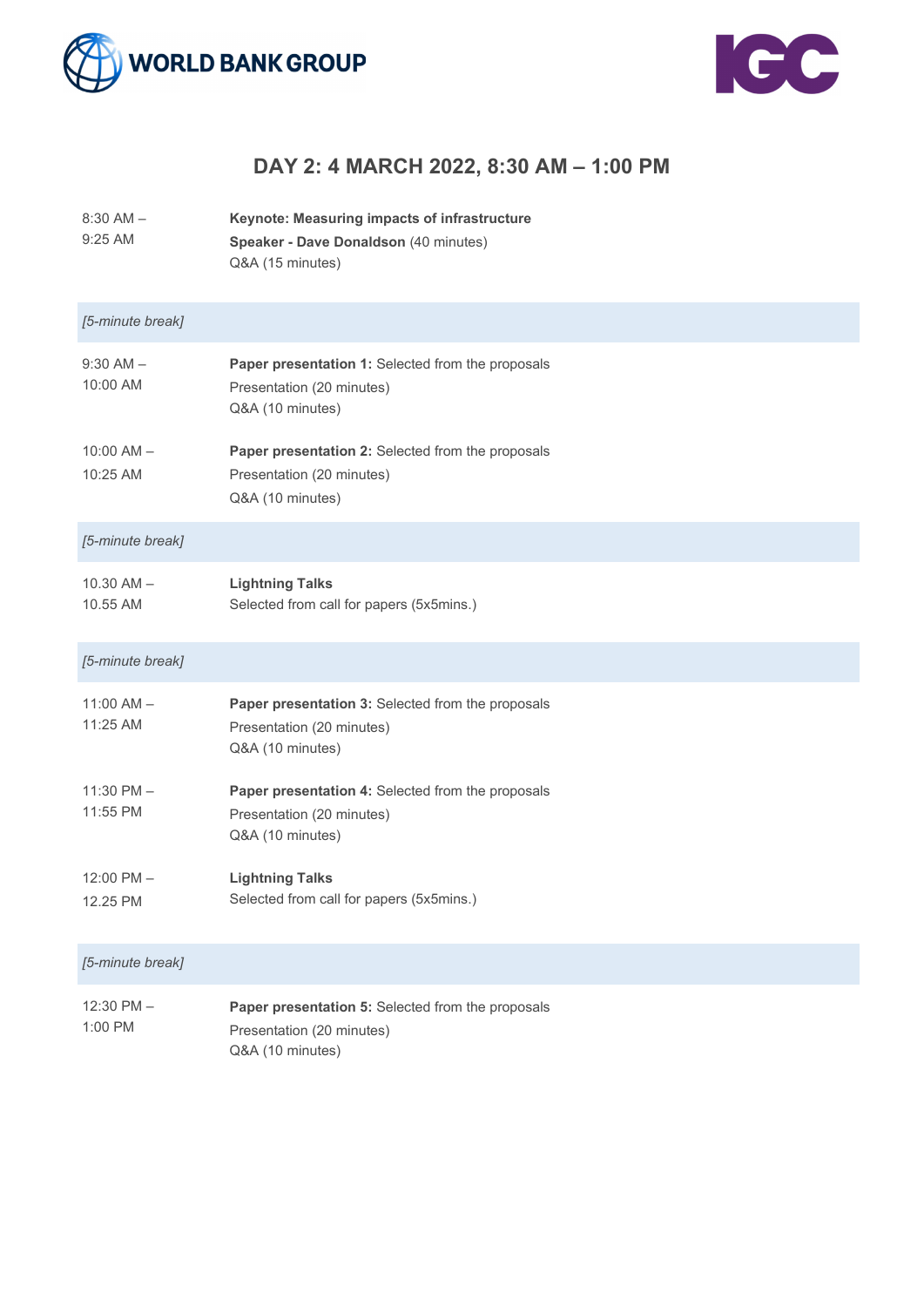## DAY 2: 4 MARCH 2022, 8:30 AM – 1:00 PM

| | |
|---|---|
| 8:30 AM – 9:25 AM | **Keynote: Measuring impacts of infrastructure**<br>**Speaker - Dave Donaldson** (40 minutes)<br>Q&A (15 minutes) |
| *[5-minute break]* | |
| 9:30 AM – 10:00 AM | **Paper presentation 1:** Selected from the proposals<br>Presentation (20 minutes)<br>Q&A (10 minutes) |
| 10:00 AM – 10:25 AM | **Paper presentation 2:** Selected from the proposals<br>Presentation (20 minutes)<br>Q&A (10 minutes) |
| *[5-minute break]* | |
| 10.30 AM – 10.55 AM | **Lightning Talks**<br>Selected from call for papers (5x5mins.) |
| *[5-minute break]* | |
| 11:00 AM – 11:25 AM | **Paper presentation 3:** Selected from the proposals<br>Presentation (20 minutes)<br>Q&A (10 minutes) |
| 11:30 PM – 11:55 PM | **Paper presentation 4:** Selected from the proposals<br>Presentation (20 minutes)<br>Q&A (10 minutes) |
| 12:00 PM – 12.25 PM | **Lightning Talks**<br>Selected from call for papers (5x5mins.) |
| *[5-minute break]* | |
| 12:30 PM – 1:00 PM | **Paper presentation 5:** Selected from the proposals<br>Presentation (20 minutes)<br>Q&A (10 minutes) |